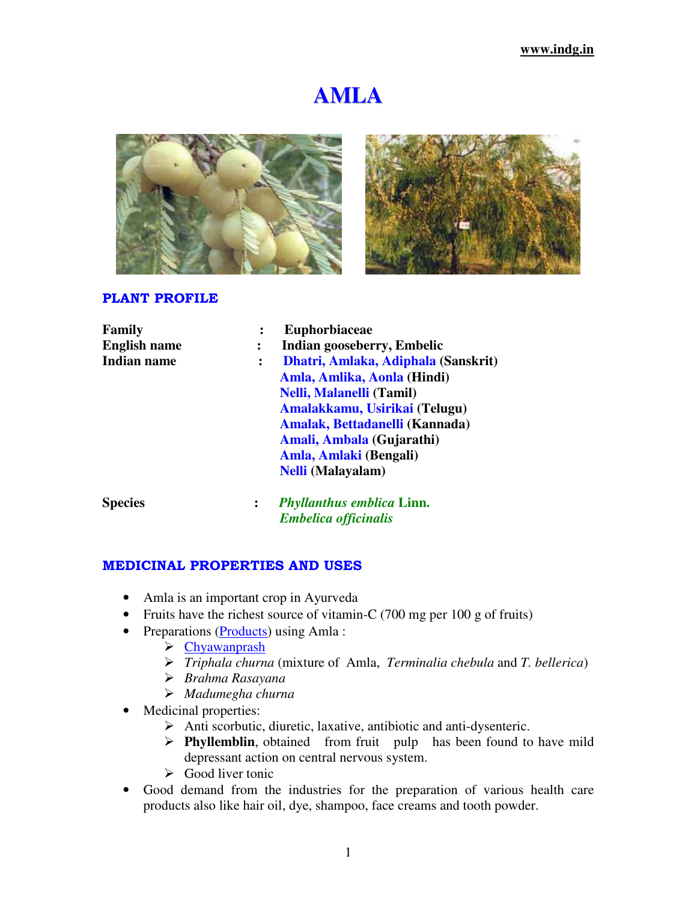# AMLA

## PLANT PROFILE

**Family** : **Euphorbiaceae**

**English name** : **Indian gooseberry, Embelic**

**Indian name** : **Dhatri, Amlaka, Adiphala (Sanskrit)**
**Amla, Amlika, Aonla (Hindi)**
**Nelli, Malanelli (Tamil)**
**Amalakkamu, Usirikai (Telugu)**
**Amalak, Bettadanelli (Kannada)**
**Amali, Ambala (Gujarathi)**
**Amla, Amlaki (Bengali)**
**Nelli (Malayalam)**

**Species** : ***Phyllanthus emblica* Linn.**
***Embelica officinalis***

## MEDICINAL PROPERTIES AND USES

- Amla is an important crop in Ayurveda
- Fruits have the richest source of vitamin-C (700 mg per 100 g of fruits)
- Preparations (Products) using Amla :
  - Chyawanprash
  - *Triphala churna* (mixture of Amla, *Terminalia chebula* and *T. bellerica*)
  - *Brahma Rasayana*
  - *Madumegha churna*
- Medicinal properties:
  - Anti scorbutic, diuretic, laxative, antibiotic and anti-dysenteric.
  - **Phyllemblin**, obtained from fruit pulp has been found to have mild depressant action on central nervous system.
  - Good liver tonic
- Good demand from the industries for the preparation of various health care products also like hair oil, dye, shampoo, face creams and tooth powder.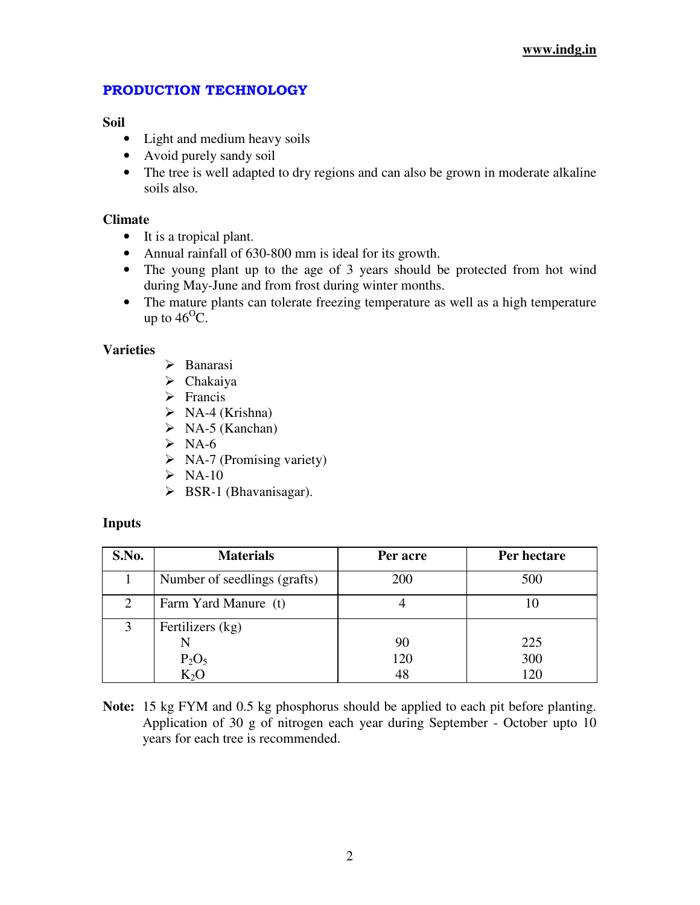## PRODUCTION TECHNOLOGY

### Soil

- Light and medium heavy soils
- Avoid purely sandy soil
- The tree is well adapted to dry regions and can also be grown in moderate alkaline soils also.

### Climate

- It is a tropical plant.
- Annual rainfall of 630-800 mm is ideal for its growth.
- The young plant up to the age of 3 years should be protected from hot wind during May-June and from frost during winter months.
- The mature plants can tolerate freezing temperature as well as a high temperature up to 46$^{O}$C.

### Varieties

- Banarasi
- Chakaiya
- Francis
- NA-4 (Krishna)
- NA-5 (Kanchan)
- NA-6
- NA-7 (Promising variety)
- NA-10
- BSR-1 (Bhavanisagar).

### Inputs

| S.No. | Materials | Per acre | Per hectare |
|---|---|---|---|
| 1 | Number of seedlings (grafts) | 200 | 500 |
| 2 | Farm Yard Manure (t) | 4 | 10 |
| 3 | Fertilizers (kg) | | |
| | N | 90 | 225 |
| | $P_2O_5$ | 120 | 300 |
| | $K_2O$ | 48 | 120 |

**Note:** 15 kg FYM and 0.5 kg phosphorus should be applied to each pit before planting. Application of 30 g of nitrogen each year during September - October upto 10 years for each tree is recommended.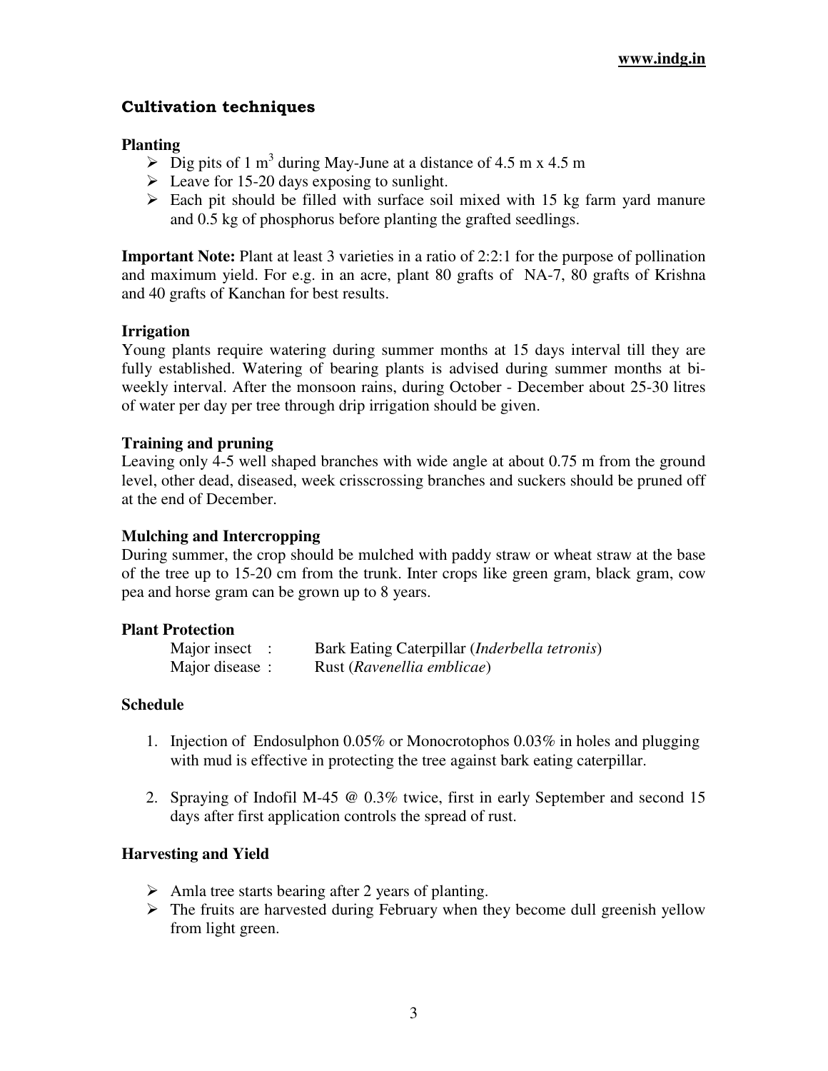## Cultivation techniques

**Planting**

- Dig pits of 1 $m^3$ during May-June at a distance of 4.5 m x 4.5 m
- Leave for 15-20 days exposing to sunlight.
- Each pit should be filled with surface soil mixed with 15 kg farm yard manure and 0.5 kg of phosphorus before planting the grafted seedlings.

**Important Note:** Plant at least 3 varieties in a ratio of 2:2:1 for the purpose of pollination and maximum yield. For e.g. in an acre, plant 80 grafts of NA-7, 80 grafts of Krishna and 40 grafts of Kanchan for best results.

**Irrigation**

Young plants require watering during summer months at 15 days interval till they are fully established. Watering of bearing plants is advised during summer months at bi-weekly interval. After the monsoon rains, during October - December about 25-30 litres of water per day per tree through drip irrigation should be given.

**Training and pruning**

Leaving only 4-5 well shaped branches with wide angle at about 0.75 m from the ground level, other dead, diseased, week crisscrossing branches and suckers should be pruned off at the end of December.

**Mulching and Intercropping**

During summer, the crop should be mulched with paddy straw or wheat straw at the base of the tree up to 15-20 cm from the trunk. Inter crops like green gram, black gram, cow pea and horse gram can be grown up to 8 years.

**Plant Protection**

| | |
|---|---|
| Major insect : | Bark Eating Caterpillar (*Inderbella tetronis*) |
| Major disease : | Rust (*Ravenellia emblicae*) |

**Schedule**

1. Injection of Endosulphon 0.05% or Monocrotophos 0.03% in holes and plugging with mud is effective in protecting the tree against bark eating caterpillar.

2. Spraying of Indofil M-45 @ 0.3% twice, first in early September and second 15 days after first application controls the spread of rust.

**Harvesting and Yield**

- Amla tree starts bearing after 2 years of planting.
- The fruits are harvested during February when they become dull greenish yellow from light green.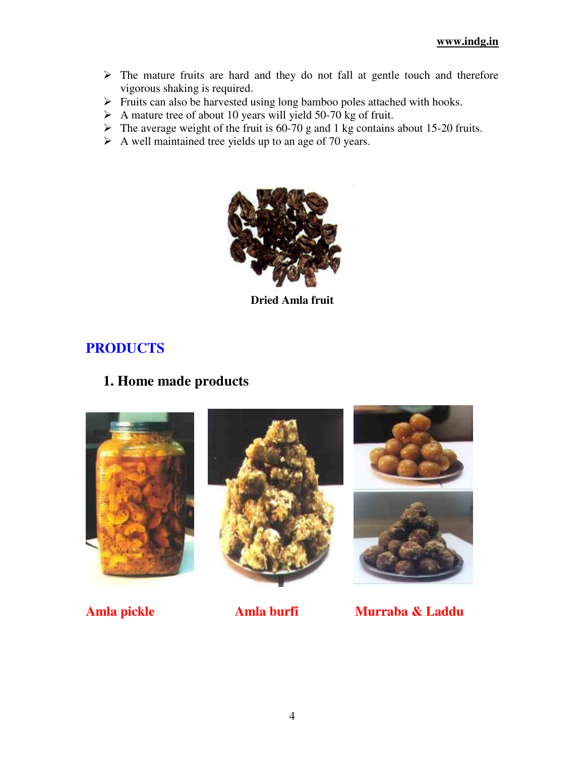- The mature fruits are hard and they do not fall at gentle touch and therefore vigorous shaking is required.
- Fruits can also be harvested using long bamboo poles attached with hooks.
- A mature tree of about 10 years will yield 50-70 kg of fruit.
- The average weight of the fruit is 60-70 g and 1 kg contains about 15-20 fruits.
- A well maintained tree yields up to an age of 70 years.

**Dried Amla fruit**

## PRODUCTS

### 1. Home made products

**Amla pickle**

**Amla burfi**

**Murraba & Laddu**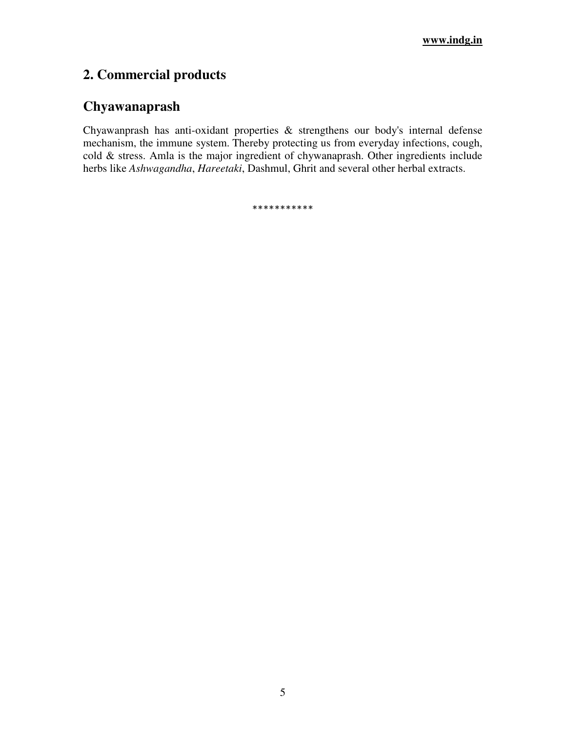## 2. Commercial products

## Chyawanaprash

Chyawanprash has anti-oxidant properties & strengthens our body's internal defense mechanism, the immune system. Thereby protecting us from everyday infections, cough, cold & stress. Amla is the major ingredient of chywanaprash. Other ingredients include herbs like *Ashwagandha*, *Hareetaki*, Dashmul, Ghrit and several other herbal extracts.

***********